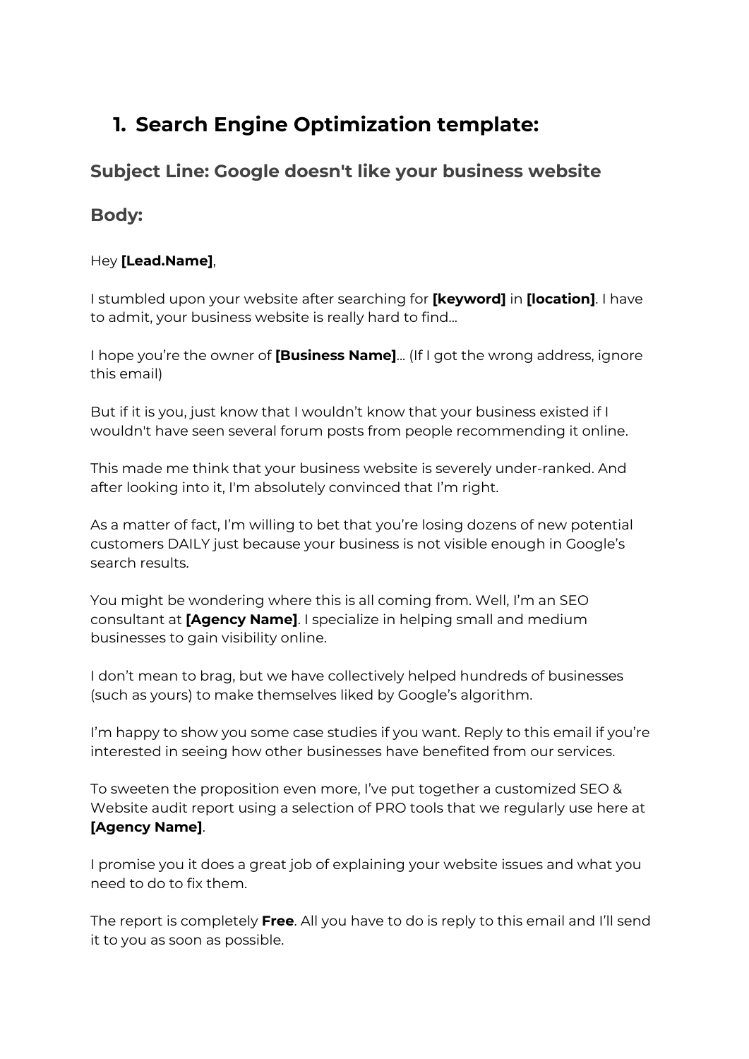# 1. Search Engine Optimization template:

## Subject Line: Google doesn't like your business website

## Body:

Hey **[Lead.Name]**,

I stumbled upon your website after searching for **[keyword]** in **[location]**. I have to admit, your business website is really hard to find…

I hope you're the owner of **[Business Name]**… (If I got the wrong address, ignore this email)

But if it is you, just know that I wouldn't know that your business existed if I wouldn't have seen several forum posts from people recommending it online.

This made me think that your business website is severely under-ranked. And after looking into it, I'm absolutely convinced that I'm right.

As a matter of fact, I'm willing to bet that you're losing dozens of new potential customers DAILY just because your business is not visible enough in Google's search results.

You might be wondering where this is all coming from. Well, I'm an SEO consultant at **[Agency Name]**. I specialize in helping small and medium businesses to gain visibility online.

I don't mean to brag, but we have collectively helped hundreds of businesses (such as yours) to make themselves liked by Google's algorithm.

I'm happy to show you some case studies if you want. Reply to this email if you're interested in seeing how other businesses have benefited from our services.

To sweeten the proposition even more, I've put together a customized SEO & Website audit report using a selection of PRO tools that we regularly use here at **[Agency Name]**.

I promise you it does a great job of explaining your website issues and what you need to do to fix them.

The report is completely **Free**. All you have to do is reply to this email and I'll send it to you as soon as possible.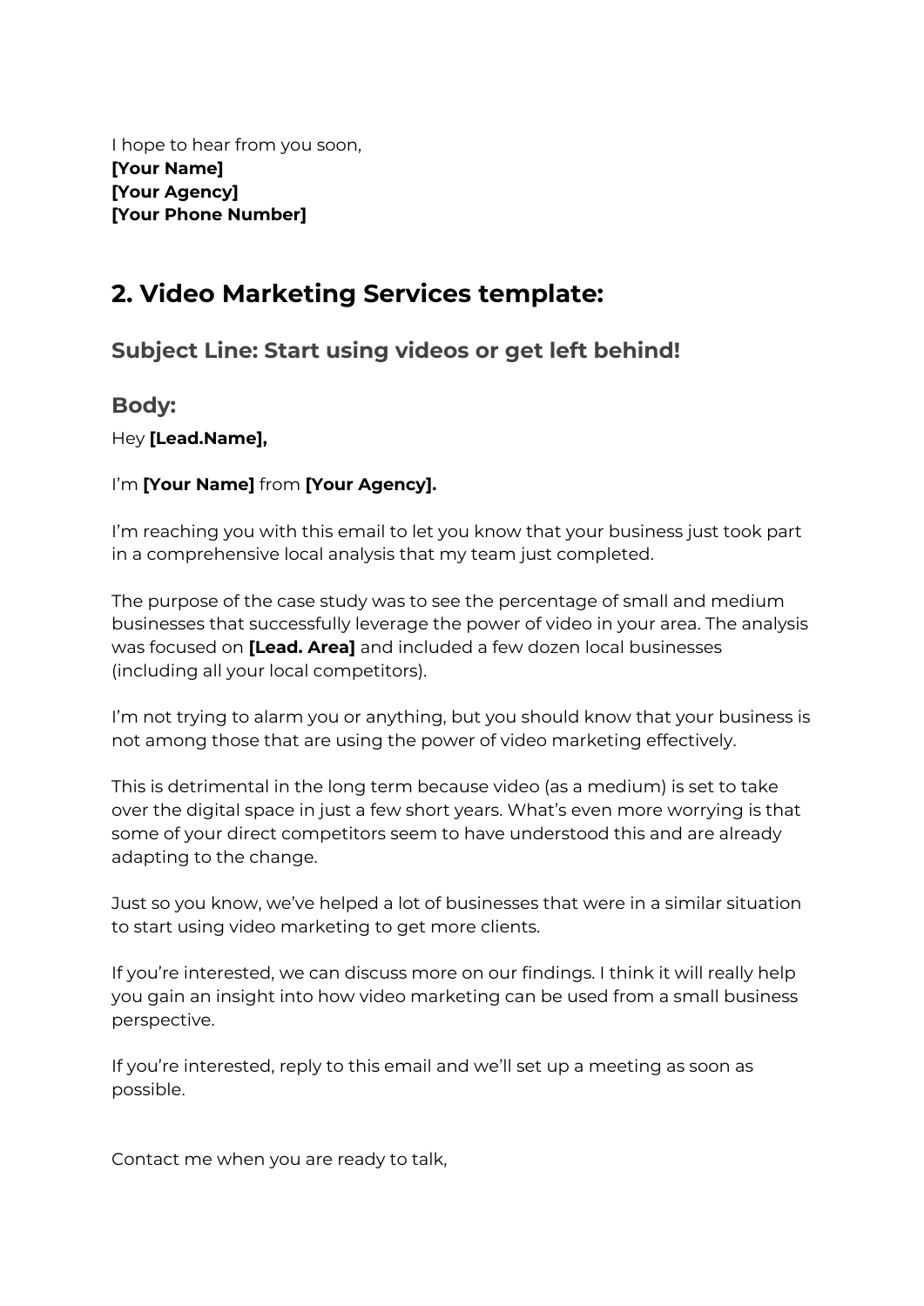I hope to hear from you soon,
**[Your Name]**
**[Your Agency]**
**[Your Phone Number]**

## 2. Video Marketing Services template:

### Subject Line: Start using videos or get left behind!

### Body:

Hey **[Lead.Name],**

I'm **[Your Name]** from **[Your Agency].**

I'm reaching you with this email to let you know that your business just took part in a comprehensive local analysis that my team just completed.

The purpose of the case study was to see the percentage of small and medium businesses that successfully leverage the power of video in your area. The analysis was focused on **[Lead. Area]** and included a few dozen local businesses (including all your local competitors).

I'm not trying to alarm you or anything, but you should know that your business is not among those that are using the power of video marketing effectively.

This is detrimental in the long term because video (as a medium) is set to take over the digital space in just a few short years. What's even more worrying is that some of your direct competitors seem to have understood this and are already adapting to the change.

Just so you know, we've helped a lot of businesses that were in a similar situation to start using video marketing to get more clients.

If you're interested, we can discuss more on our findings. I think it will really help you gain an insight into how video marketing can be used from a small business perspective.

If you're interested, reply to this email and we'll set up a meeting as soon as possible.

Contact me when you are ready to talk,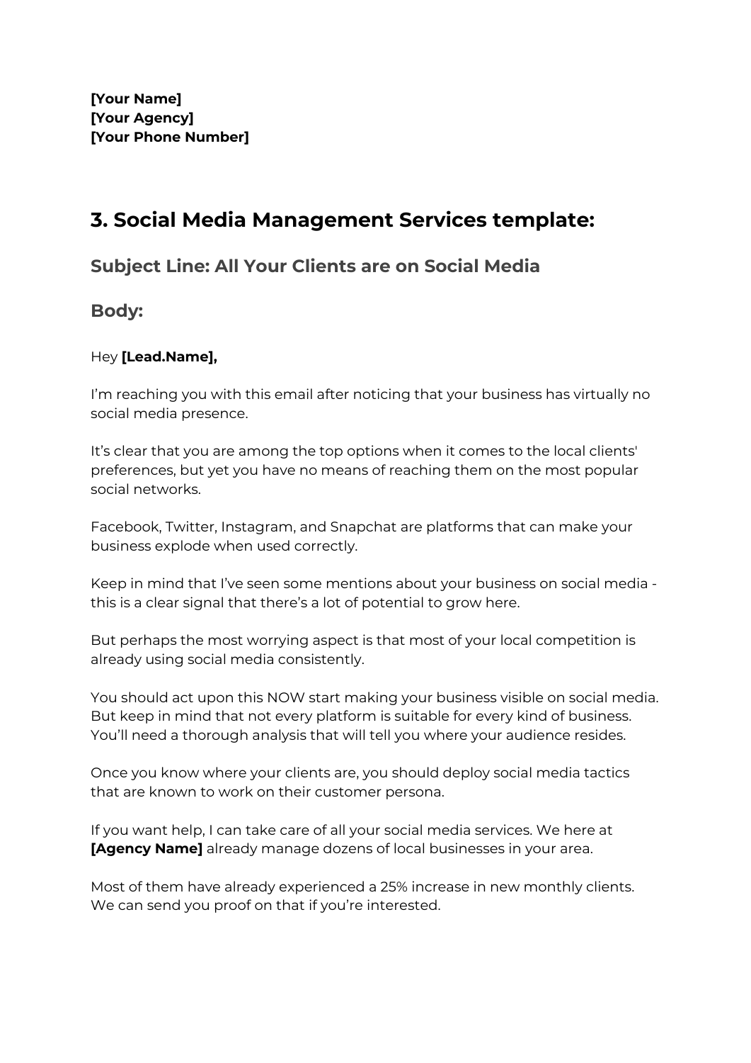**[Your Name]**
**[Your Agency]**
**[Your Phone Number]**

## 3. Social Media Management Services template:

### Subject Line: All Your Clients are on Social Media

### Body:

Hey **[Lead.Name],**

I'm reaching you with this email after noticing that your business has virtually no social media presence.

It's clear that you are among the top options when it comes to the local clients' preferences, but yet you have no means of reaching them on the most popular social networks.

Facebook, Twitter, Instagram, and Snapchat are platforms that can make your business explode when used correctly.

Keep in mind that I've seen some mentions about your business on social media - this is a clear signal that there's a lot of potential to grow here.

But perhaps the most worrying aspect is that most of your local competition is already using social media consistently.

You should act upon this NOW start making your business visible on social media. But keep in mind that not every platform is suitable for every kind of business. You'll need a thorough analysis that will tell you where your audience resides.

Once you know where your clients are, you should deploy social media tactics that are known to work on their customer persona.

If you want help, I can take care of all your social media services. We here at **[Agency Name]** already manage dozens of local businesses in your area.

Most of them have already experienced a 25% increase in new monthly clients. We can send you proof on that if you're interested.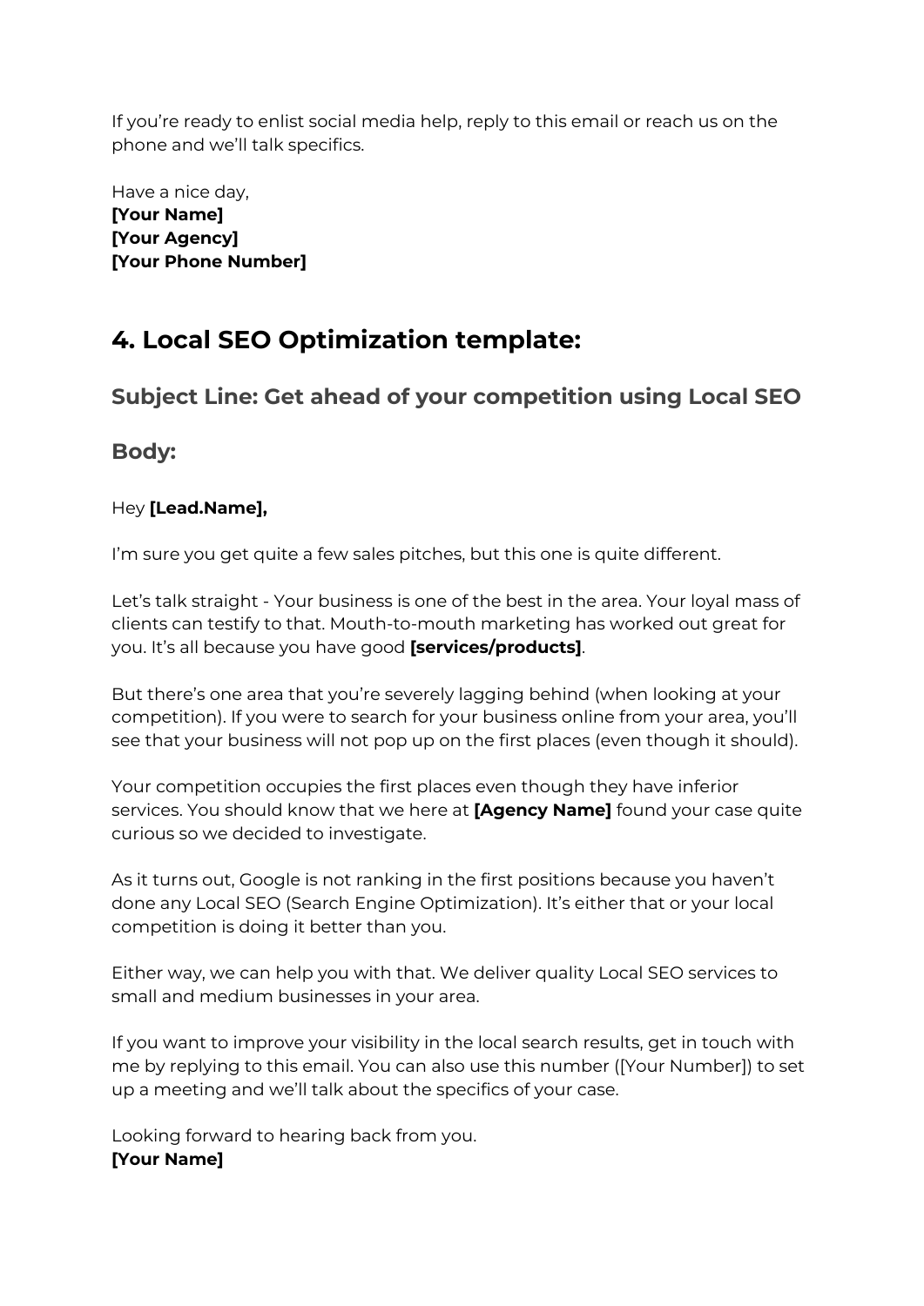If you're ready to enlist social media help, reply to this email or reach us on the phone and we'll talk specifics.

Have a nice day,
**[Your Name]**
**[Your Agency]**
**[Your Phone Number]**

## 4. Local SEO Optimization template:

### Subject Line: Get ahead of your competition using Local SEO

### Body:

Hey **[Lead.Name],**

I'm sure you get quite a few sales pitches, but this one is quite different.

Let's talk straight - Your business is one of the best in the area. Your loyal mass of clients can testify to that. Mouth-to-mouth marketing has worked out great for you. It's all because you have good **[services/products]**.

But there's one area that you're severely lagging behind (when looking at your competition). If you were to search for your business online from your area, you'll see that your business will not pop up on the first places (even though it should).

Your competition occupies the first places even though they have inferior services. You should know that we here at **[Agency Name]** found your case quite curious so we decided to investigate.

As it turns out, Google is not ranking in the first positions because you haven't done any Local SEO (Search Engine Optimization). It's either that or your local competition is doing it better than you.

Either way, we can help you with that. We deliver quality Local SEO services to small and medium businesses in your area.

If you want to improve your visibility in the local search results, get in touch with me by replying to this email. You can also use this number ([Your Number]) to set up a meeting and we'll talk about the specifics of your case.

Looking forward to hearing back from you.
**[Your Name]**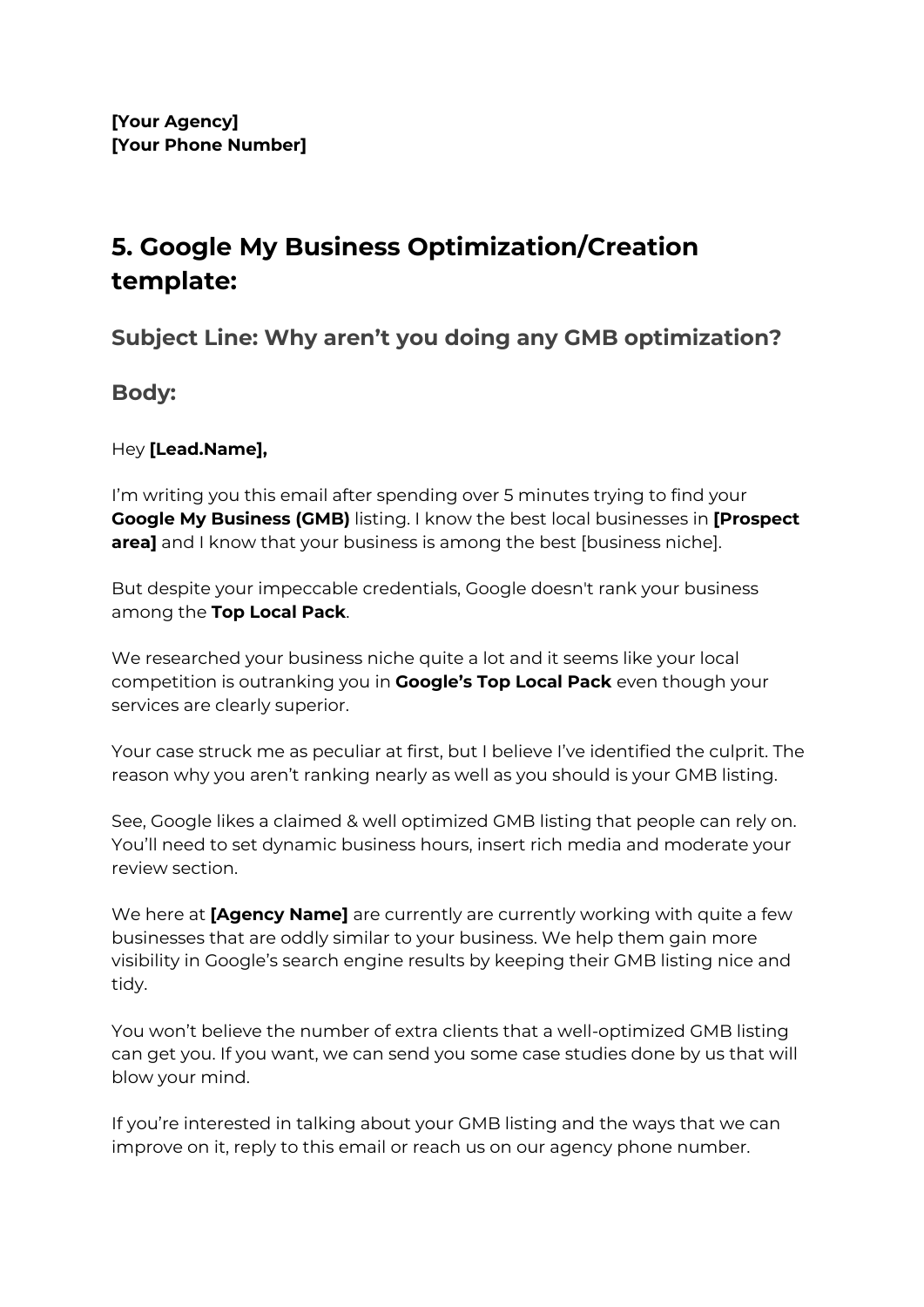**[Your Agency]**
**[Your Phone Number]**

## 5. Google My Business Optimization/Creation template:

### Subject Line: Why aren't you doing any GMB optimization?

### Body:

Hey **[Lead.Name],**

I'm writing you this email after spending over 5 minutes trying to find your **Google My Business (GMB)** listing. I know the best local businesses in **[Prospect area]** and I know that your business is among the best [business niche].

But despite your impeccable credentials, Google doesn't rank your business among the **Top Local Pack**.

We researched your business niche quite a lot and it seems like your local competition is outranking you in **Google's Top Local Pack** even though your services are clearly superior.

Your case struck me as peculiar at first, but I believe I've identified the culprit. The reason why you aren't ranking nearly as well as you should is your GMB listing.

See, Google likes a claimed & well optimized GMB listing that people can rely on. You'll need to set dynamic business hours, insert rich media and moderate your review section.

We here at **[Agency Name]** are currently are currently working with quite a few businesses that are oddly similar to your business. We help them gain more visibility in Google's search engine results by keeping their GMB listing nice and tidy.

You won't believe the number of extra clients that a well-optimized GMB listing can get you. If you want, we can send you some case studies done by us that will blow your mind.

If you're interested in talking about your GMB listing and the ways that we can improve on it, reply to this email or reach us on our agency phone number.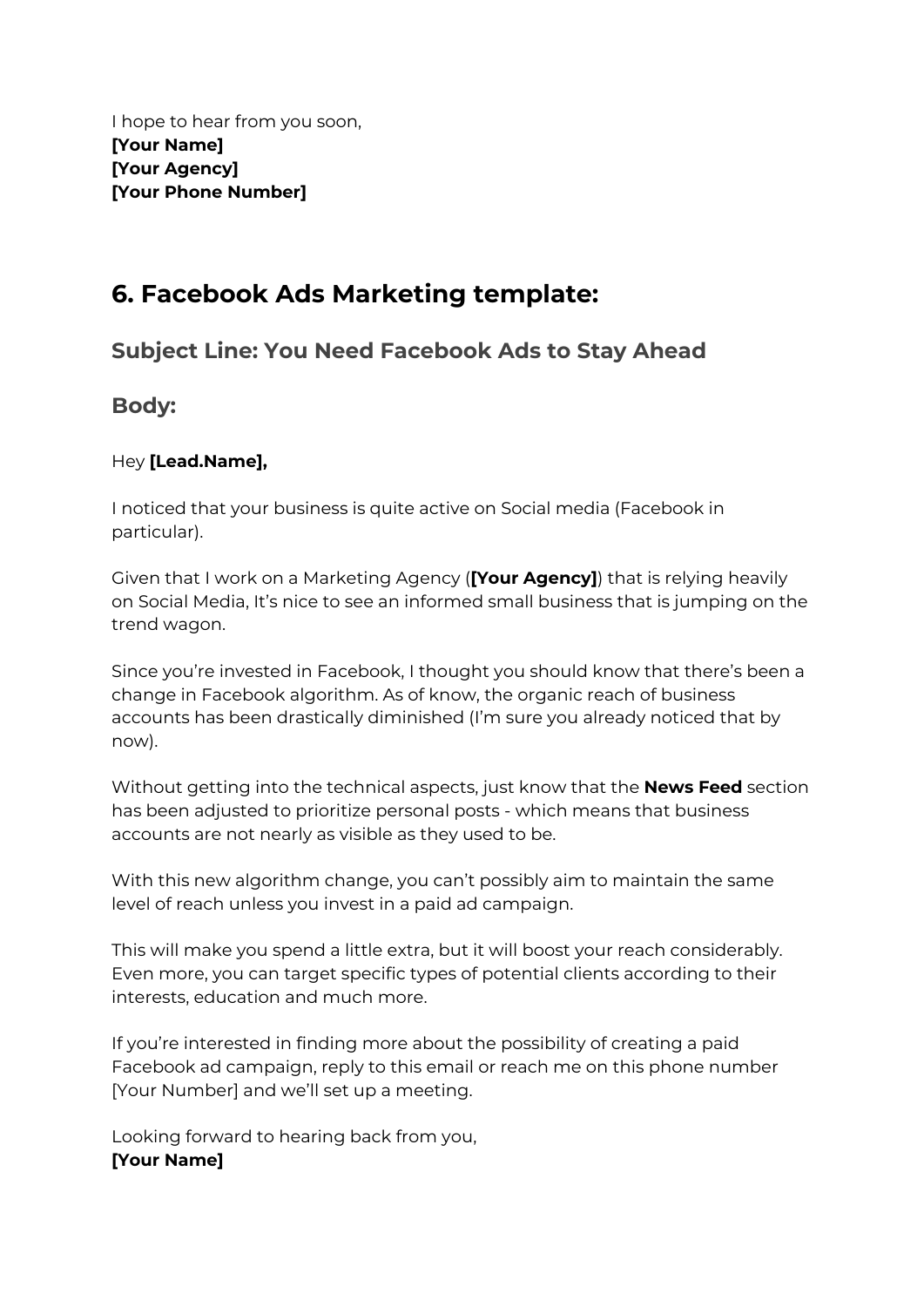I hope to hear from you soon,
**[Your Name]**
**[Your Agency]**
**[Your Phone Number]**

## 6. Facebook Ads Marketing template:

### Subject Line: You Need Facebook Ads to Stay Ahead

### Body:

Hey **[Lead.Name],**

I noticed that your business is quite active on Social media (Facebook in particular).

Given that I work on a Marketing Agency (**[Your Agency]**) that is relying heavily on Social Media, It's nice to see an informed small business that is jumping on the trend wagon.

Since you're invested in Facebook, I thought you should know that there's been a change in Facebook algorithm. As of know, the organic reach of business accounts has been drastically diminished (I'm sure you already noticed that by now).

Without getting into the technical aspects, just know that the **News Feed** section has been adjusted to prioritize personal posts - which means that business accounts are not nearly as visible as they used to be.

With this new algorithm change, you can't possibly aim to maintain the same level of reach unless you invest in a paid ad campaign.

This will make you spend a little extra, but it will boost your reach considerably. Even more, you can target specific types of potential clients according to their interests, education and much more.

If you're interested in finding more about the possibility of creating a paid Facebook ad campaign, reply to this email or reach me on this phone number [Your Number] and we'll set up a meeting.

Looking forward to hearing back from you,
**[Your Name]**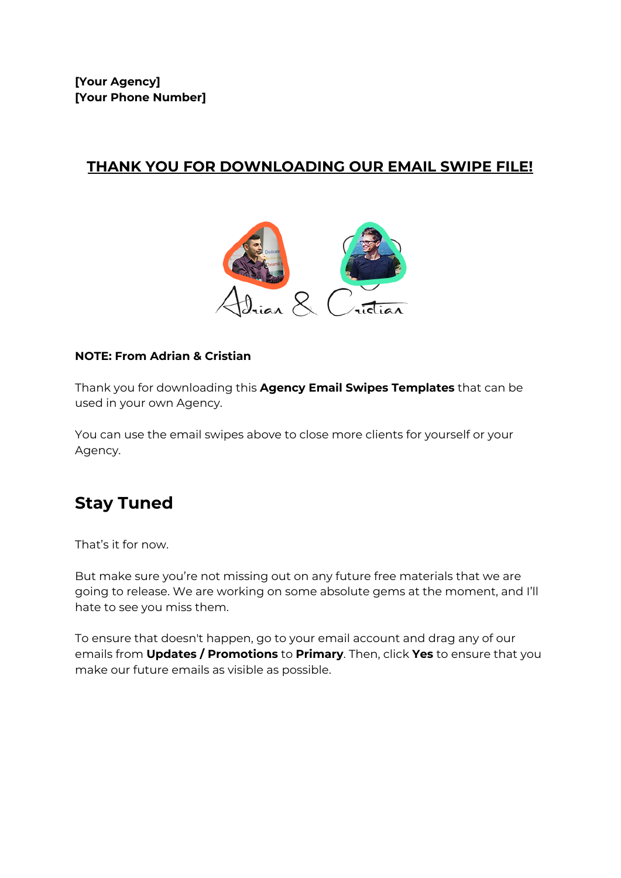**[Your Agency]**
**[Your Phone Number]**

## THANK YOU FOR DOWNLOADING OUR EMAIL SWIPE FILE!

**NOTE: From Adrian & Cristian**

Thank you for downloading this **Agency Email Swipes Templates** that can be used in your own Agency.

You can use the email swipes above to close more clients for yourself or your Agency.

## Stay Tuned

That's it for now.

But make sure you're not missing out on any future free materials that we are going to release. We are working on some absolute gems at the moment, and I'll hate to see you miss them.

To ensure that doesn't happen, go to your email account and drag any of our emails from **Updates / Promotions** to **Primary**. Then, click **Yes** to ensure that you make our future emails as visible as possible.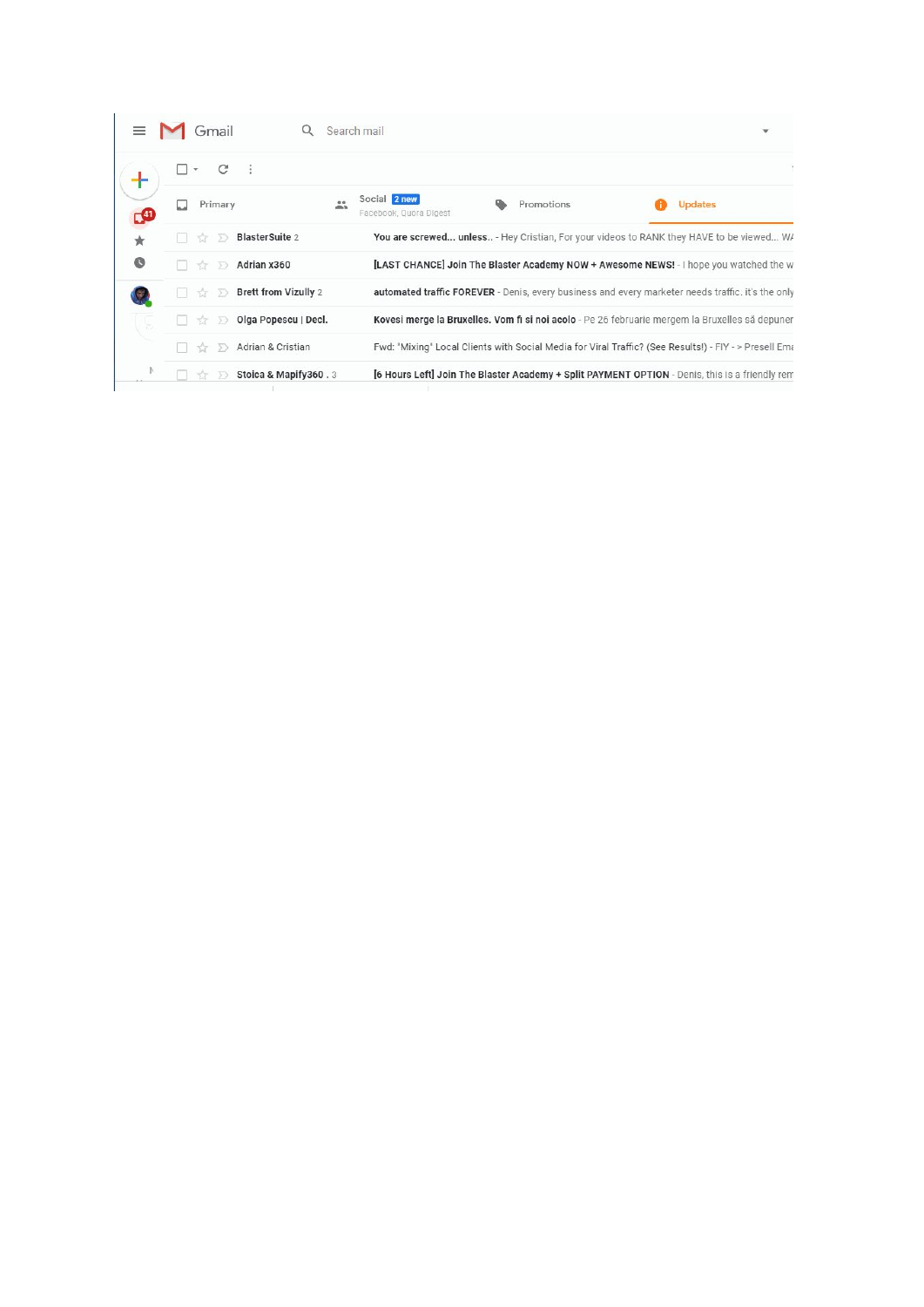Gmail

Search mail

Primary | Social 2 new (Facebook, Quora Digest) | Promotions | Updates

| | | |
|---|---|---|
| BlasterSuite 2 | **You are screwed... unless..** - Hey Cristian, For your videos to RANK they HAVE to be viewed... WA |
| Adrian x360 | **[LAST CHANCE] Join The Blaster Academy NOW + Awesome NEWS!** - I hope you watched the w |
| Brett from Vizully 2 | **automated traffic FOREVER** - Denis, every business and every marketer needs traffic. it's the only |
| Olga Popescu \| Decl. | **Kovesi merge la Bruxelles. Vom fi si noi acolo** - Pe 26 februarie mergem la Bruxelles să depuner |
| Adrian & Cristian | Fwd: "Mixing" Local Clients with Social Media for Viral Traffic? (See Results!) - FIY - > Presell Ema |
| Stoica & Mapify360 . 3 | **[6 Hours Left] Join The Blaster Academy + Split PAYMENT OPTION** - Denis, this is a friendly rem |